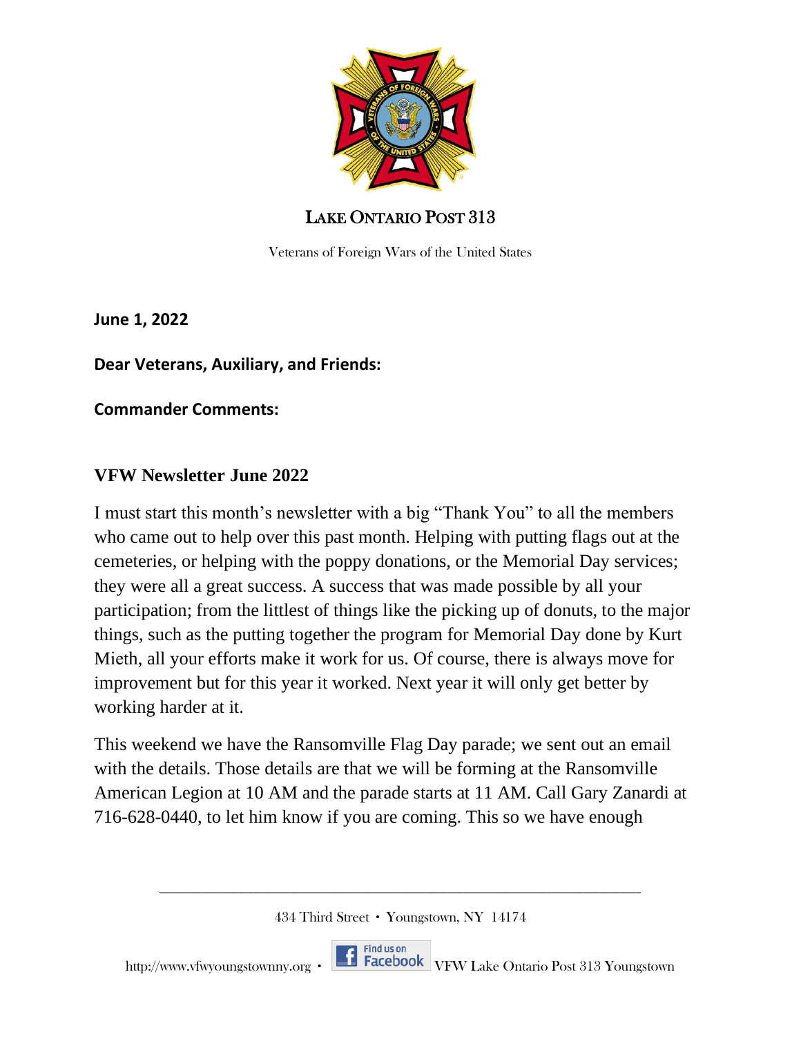# LAKE ONTARIO POST 313

Veterans of Foreign Wars of the United States

**June 1, 2022**

**Dear Veterans, Auxiliary, and Friends:**

**Commander Comments:**

## VFW Newsletter June 2022

I must start this month's newsletter with a big "Thank You" to all the members who came out to help over this past month. Helping with putting flags out at the cemeteries, or helping with the poppy donations, or the Memorial Day services; they were all a great success. A success that was made possible by all your participation; from the littlest of things like the picking up of donuts, to the major things, such as the putting together the program for Memorial Day done by Kurt Mieth, all your efforts make it work for us. Of course, there is always move for improvement but for this year it worked. Next year it will only get better by working harder at it.

This weekend we have the Ransomville Flag Day parade; we sent out an email with the details. Those details are that we will be forming at the Ransomville American Legion at 10 AM and the parade starts at 11 AM. Call Gary Zanardi at 716-628-0440, to let him know if you are coming. This so we have enough

434 Third Street • Youngstown, NY 14174

http://www.vfwyoungstownny.org • Find us on Facebook VFW Lake Ontario Post 313 Youngstown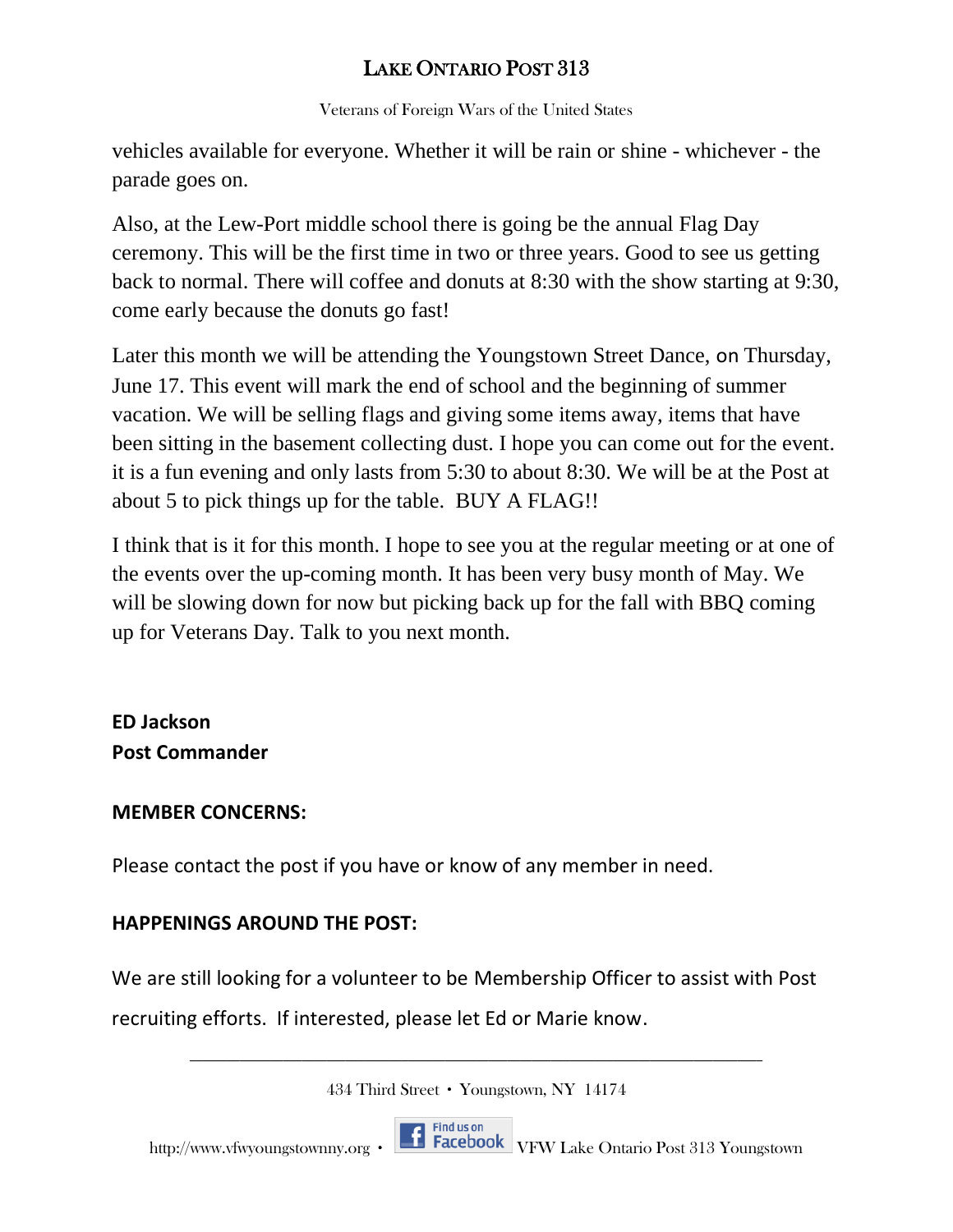vehicles available for everyone. Whether it will be rain or shine - whichever - the parade goes on.

Also, at the Lew-Port middle school there is going be the annual Flag Day ceremony. This will be the first time in two or three years. Good to see us getting back to normal. There will coffee and donuts at 8:30 with the show starting at 9:30, come early because the donuts go fast!

Later this month we will be attending the Youngstown Street Dance, on Thursday, June 17. This event will mark the end of school and the beginning of summer vacation. We will be selling flags and giving some items away, items that have been sitting in the basement collecting dust. I hope you can come out for the event. it is a fun evening and only lasts from 5:30 to about 8:30. We will be at the Post at about 5 to pick things up for the table. BUY A FLAG!!

I think that is it for this month. I hope to see you at the regular meeting or at one of the events over the up-coming month. It has been very busy month of May. We will be slowing down for now but picking back up for the fall with BBQ coming up for Veterans Day. Talk to you next month.

**ED Jackson**
**Post Commander**

**MEMBER CONCERNS:**

Please contact the post if you have or know of any member in need.

**HAPPENINGS AROUND THE POST:**

We are still looking for a volunteer to be Membership Officer to assist with Post recruiting efforts. If interested, please let Ed or Marie know.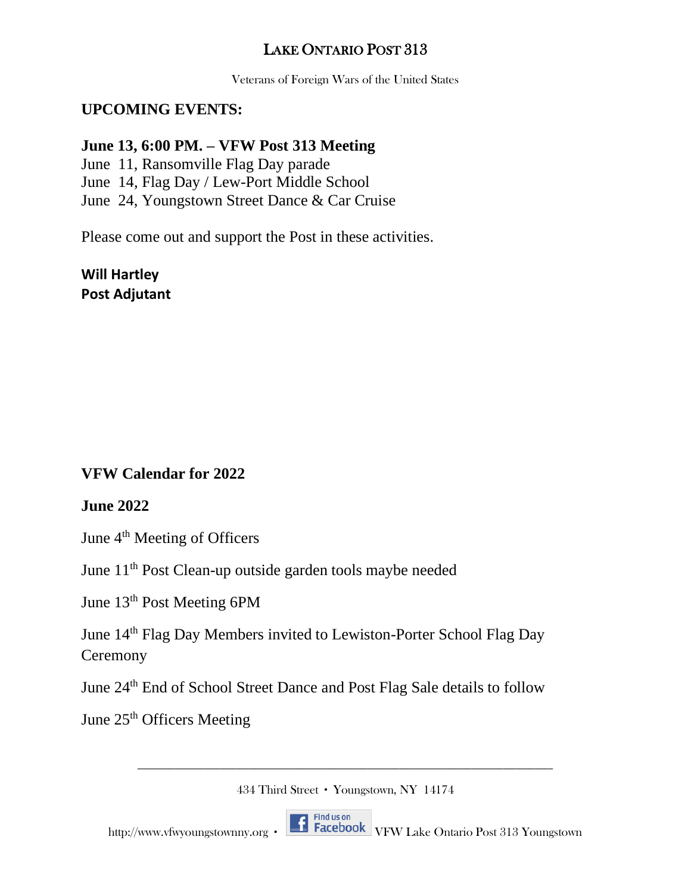# Lake Ontario Post 313

Veterans of Foreign Wars of the United States

**UPCOMING EVENTS:**

**June 13, 6:00 PM. – VFW Post 313 Meeting**

June 11, Ransomville Flag Day parade

June 14, Flag Day / Lew-Port Middle School

June 24, Youngstown Street Dance & Car Cruise

Please come out and support the Post in these activities.

**Will Hartley**
**Post Adjutant**

**VFW Calendar for 2022**

**June 2022**

June 4th Meeting of Officers

June 11th Post Clean-up outside garden tools maybe needed

June 13th Post Meeting 6PM

June 14th Flag Day Members invited to Lewiston-Porter School Flag Day Ceremony

June 24th End of School Street Dance and Post Flag Sale details to follow

June 25th Officers Meeting

434 Third Street • Youngstown, NY 14174

http://www.vfwyoungstownny.org • Find us on Facebook VFW Lake Ontario Post 313 Youngstown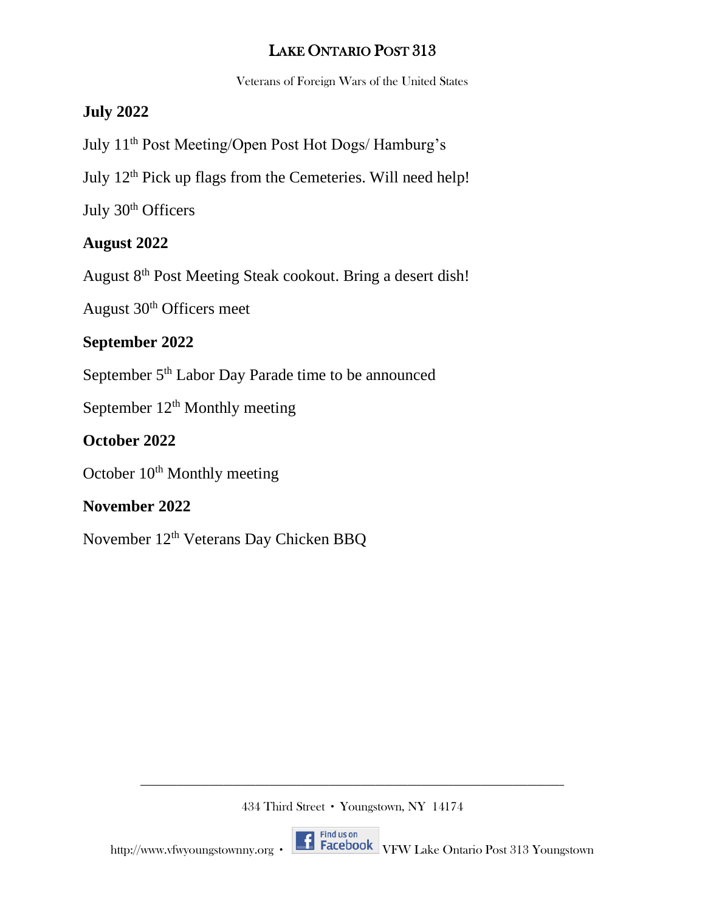# LAKE ONTARIO POST 313

Veterans of Foreign Wars of the United States

**July 2022**

July 11th Post Meeting/Open Post Hot Dogs/ Hamburg's

July 12th Pick up flags from the Cemeteries. Will need help!

July 30th Officers

**August 2022**

August 8th Post Meeting Steak cookout. Bring a desert dish!

August 30th Officers meet

**September 2022**

September 5th Labor Day Parade time to be announced

September 12th Monthly meeting

**October 2022**

October 10th Monthly meeting

**November 2022**

November 12th Veterans Day Chicken BBQ

---

434 Third Street • Youngstown, NY 14174

http://www.vfwyoungstownny.org • Find us on Facebook VFW Lake Ontario Post 313 Youngstown